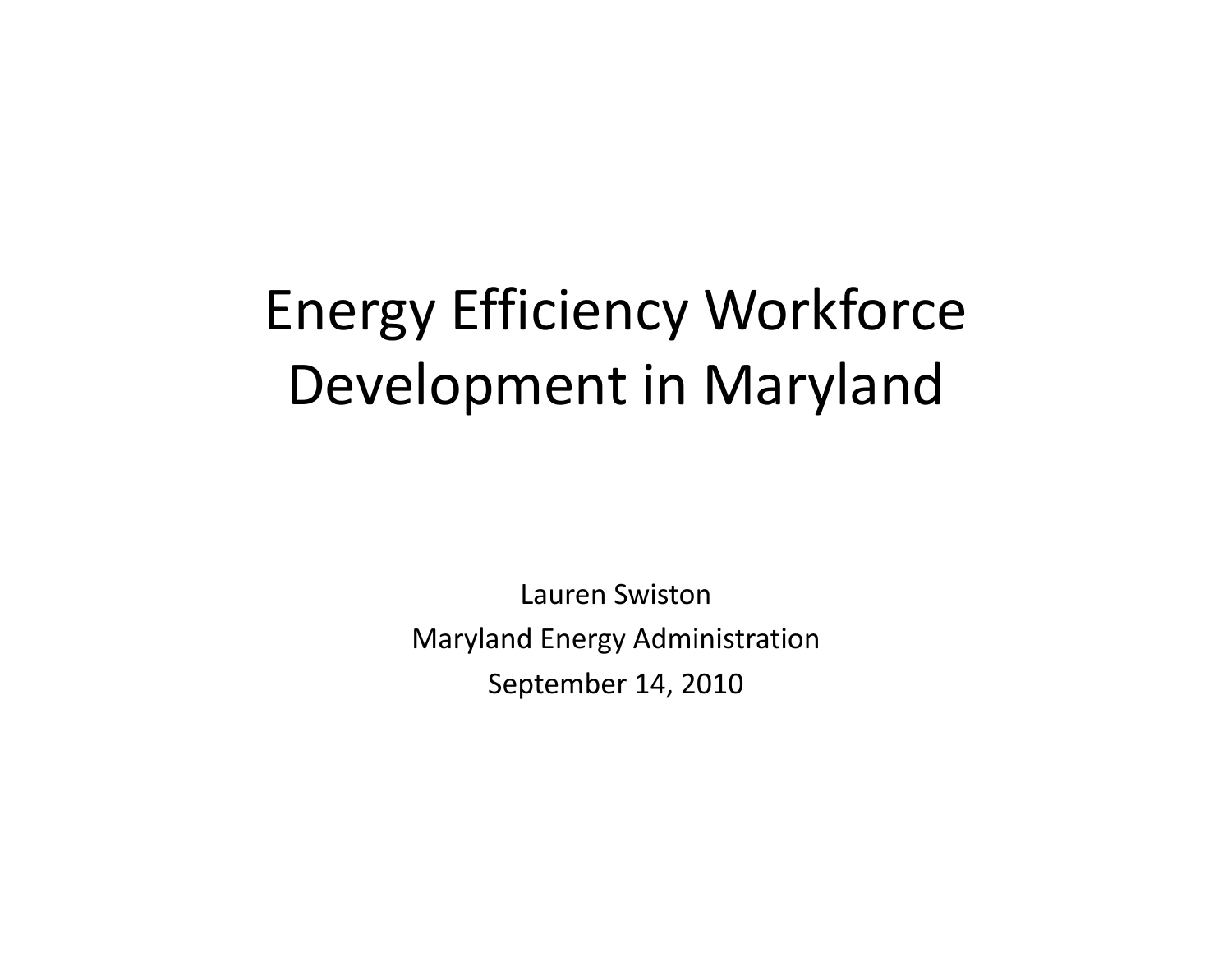# Energy Efficiency Workforce Development in Maryland

Lauren Swiston

Maryland Energy Administration

September 14, 2010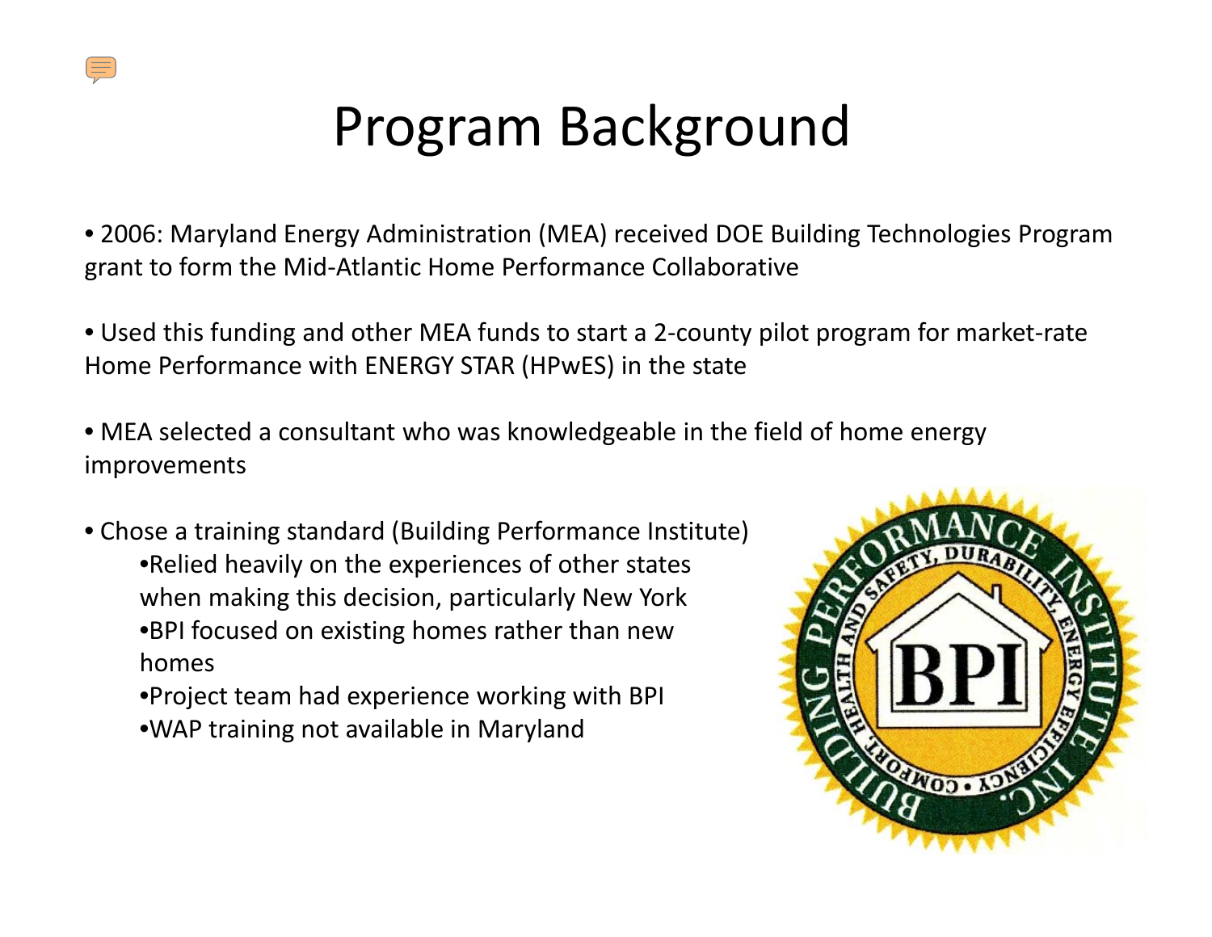# Program Background

- 2006: Maryland Energy Administration (MEA) received DOE Building Technologies Program grant to form the Mid-Atlantic Home Performance Collaborative

- Used this funding and other MEA funds to start a 2-county pilot program for market-rate Home Performance with ENERGY STAR (HPwES) in the state

- MEA selected a consultant who was knowledgeable in the field of home energy improvements

- Chose a training standard (Building Performance Institute)
  - Relied heavily on the experiences of other states when making this decision, particularly New York
  - BPI focused on existing homes rather than new homes
  - Project team had experience working with BPI
  - WAP training not available in Maryland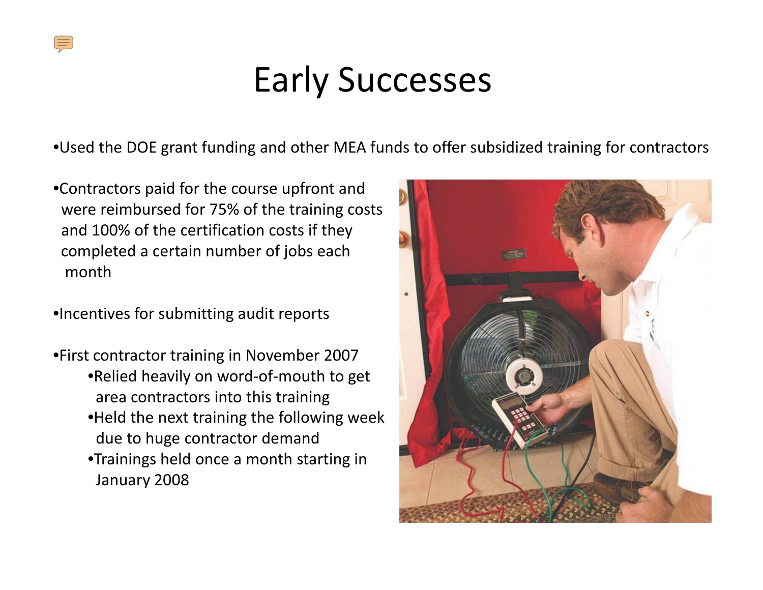# Early Successes

- Used the DOE grant funding and other MEA funds to offer subsidized training for contractors

- Contractors paid for the course upfront and were reimbursed for 75% of the training costs and 100% of the certification costs if they completed a certain number of jobs each month

- Incentives for submitting audit reports

- First contractor training in November 2007
  - Relied heavily on word-of-mouth to get area contractors into this training
  - Held the next training the following week due to huge contractor demand
  - Trainings held once a month starting in January 2008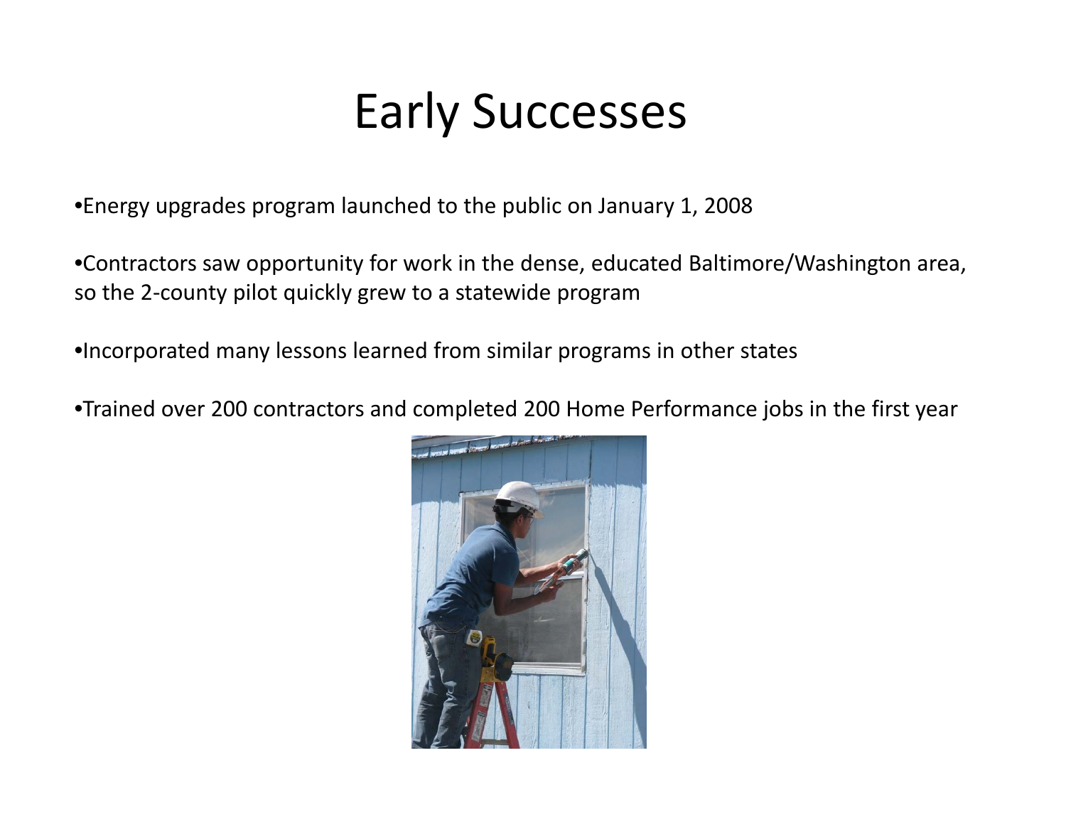# Early Successes

- Energy upgrades program launched to the public on January 1, 2008
- Contractors saw opportunity for work in the dense, educated Baltimore/Washington area, so the 2-county pilot quickly grew to a statewide program
- Incorporated many lessons learned from similar programs in other states
- Trained over 200 contractors and completed 200 Home Performance jobs in the first year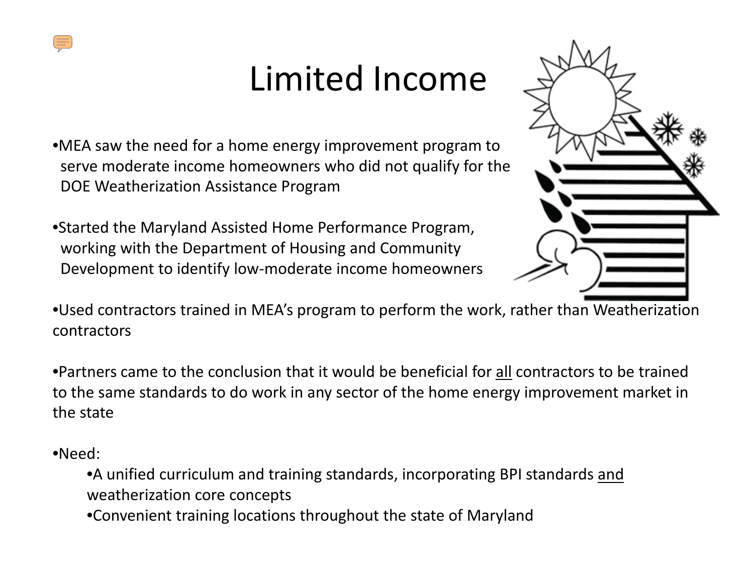# Limited Income

- MEA saw the need for a home energy improvement program to serve moderate income homeowners who did not qualify for the DOE Weatherization Assistance Program

- Started the Maryland Assisted Home Performance Program, working with the Department of Housing and Community Development to identify low-moderate income homeowners

- Used contractors trained in MEA's program to perform the work, rather than Weatherization contractors

- Partners came to the conclusion that it would be beneficial for <u>all</u> contractors to be trained to the same standards to do work in any sector of the home energy improvement market in the state

- Need:
  - A unified curriculum and training standards, incorporating BPI standards <u>and</u> weatherization core concepts
  - Convenient training locations throughout the state of Maryland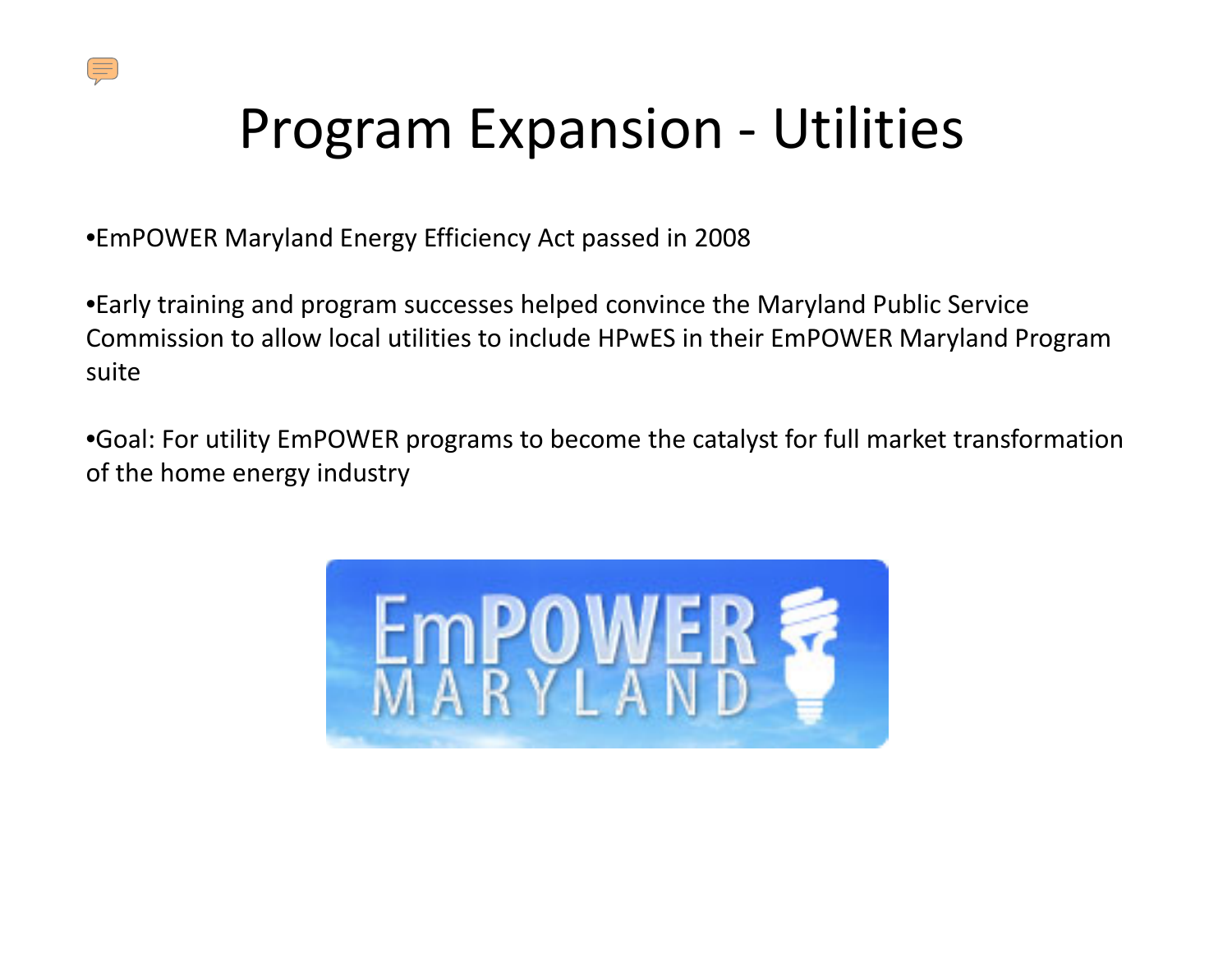# Program Expansion - Utilities

- EmPOWER Maryland Energy Efficiency Act passed in 2008

- Early training and program successes helped convince the Maryland Public Service Commission to allow local utilities to include HPwES in their EmPOWER Maryland Program suite

- Goal: For utility EmPOWER programs to become the catalyst for full market transformation of the home energy industry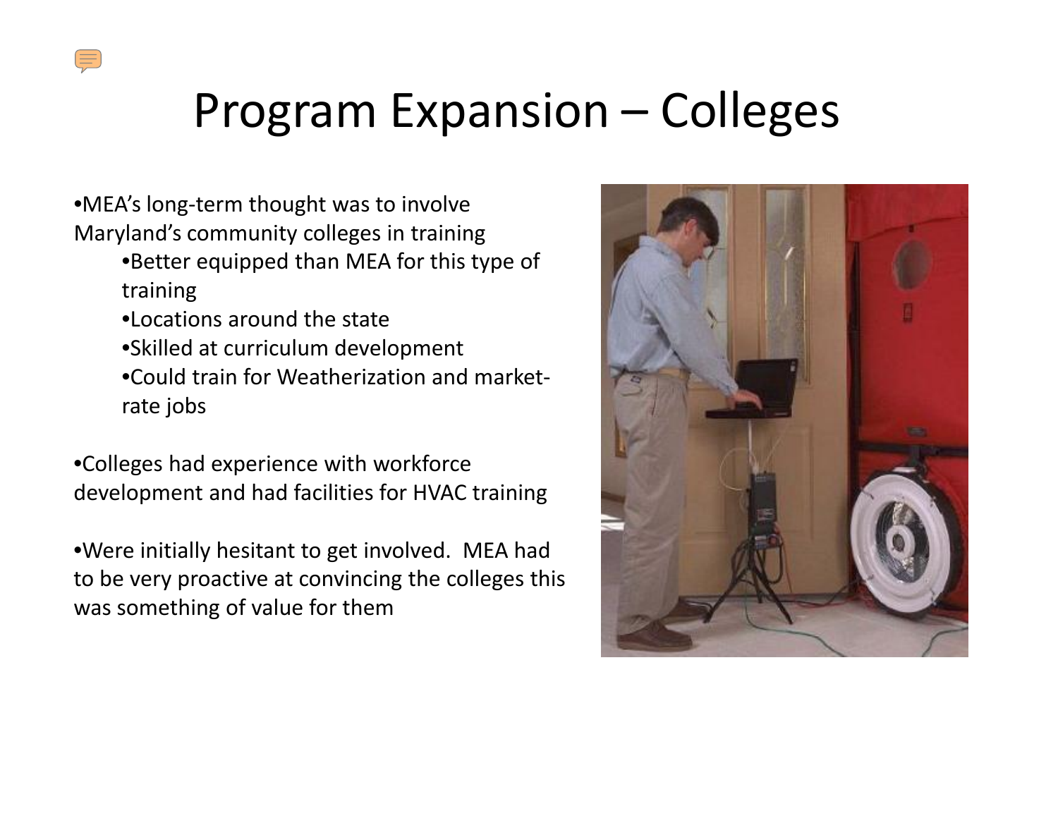# Program Expansion – Colleges

- MEA's long-term thought was to involve Maryland's community colleges in training
  - Better equipped than MEA for this type of training
  - Locations around the state
  - Skilled at curriculum development
  - Could train for Weatherization and market-rate jobs

- Colleges had experience with workforce development and had facilities for HVAC training

- Were initially hesitant to get involved. MEA had to be very proactive at convincing the colleges this was something of value for them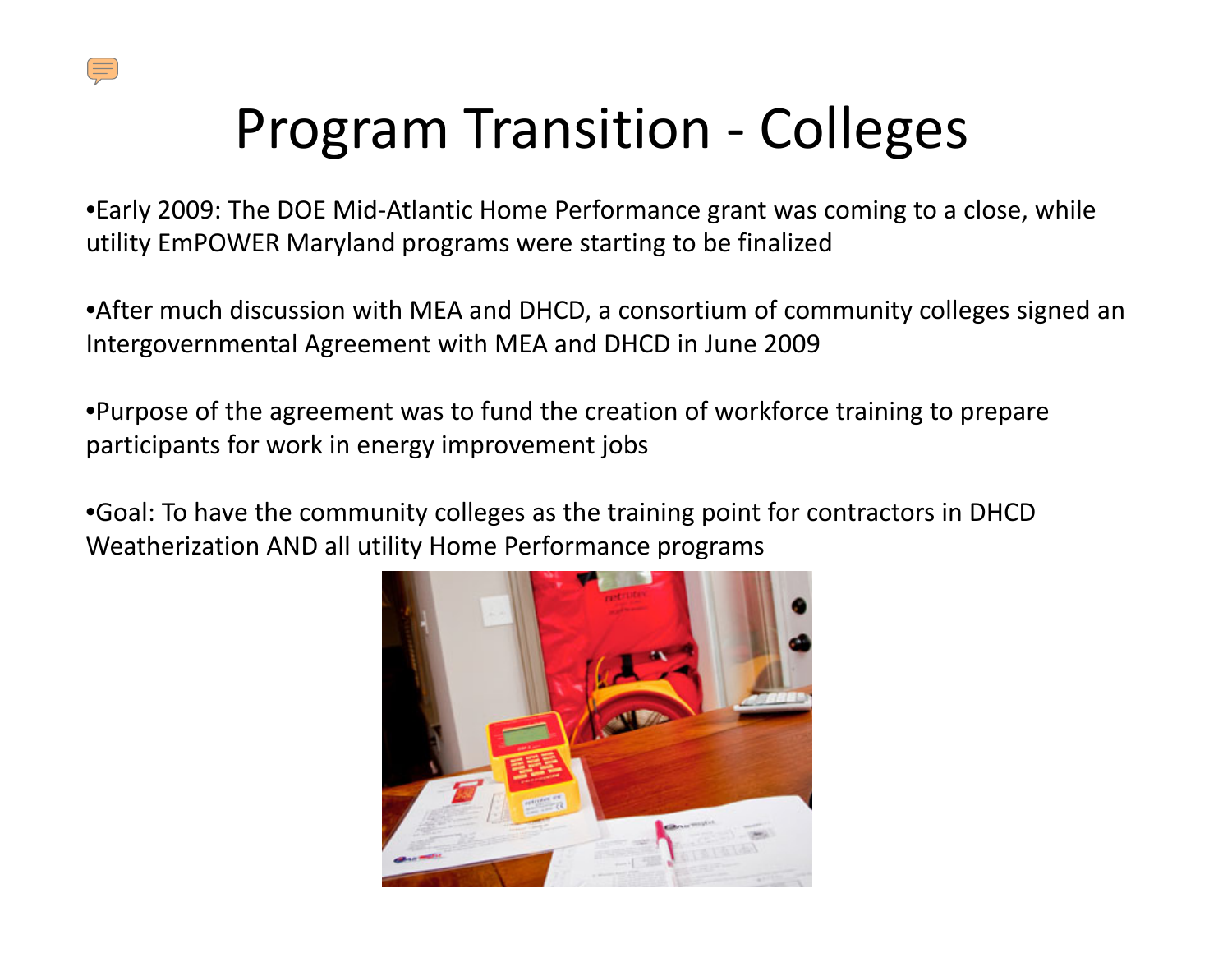# Program Transition - Colleges

- Early 2009: The DOE Mid-Atlantic Home Performance grant was coming to a close, while utility EmPOWER Maryland programs were starting to be finalized

- After much discussion with MEA and DHCD, a consortium of community colleges signed an Intergovernmental Agreement with MEA and DHCD in June 2009

- Purpose of the agreement was to fund the creation of workforce training to prepare participants for work in energy improvement jobs

- Goal: To have the community colleges as the training point for contractors in DHCD Weatherization AND all utility Home Performance programs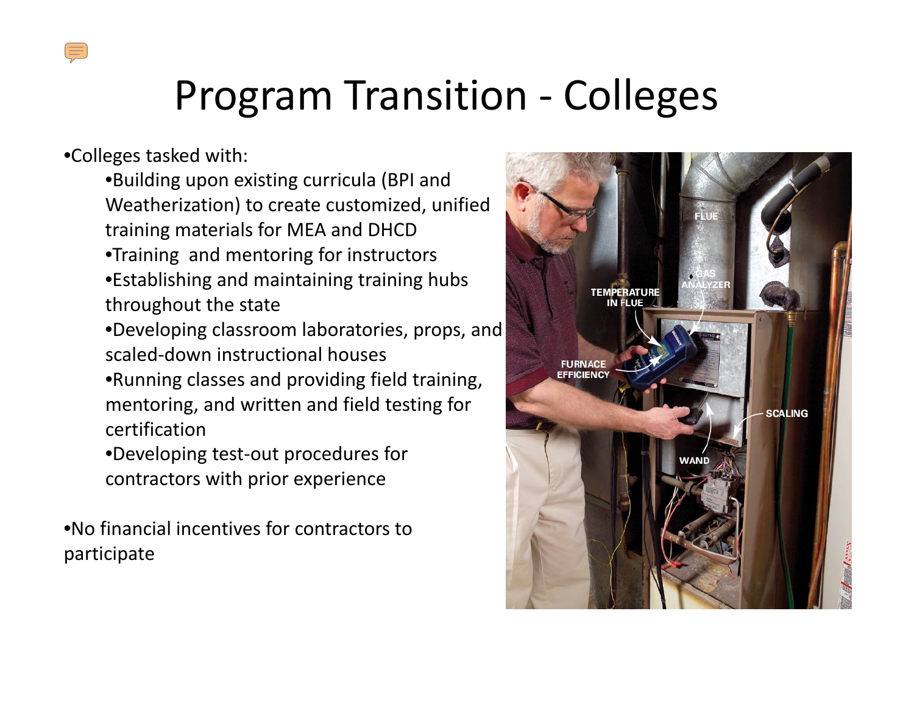# Program Transition - Colleges

- Colleges tasked with:
  - Building upon existing curricula (BPI and Weatherization) to create customized, unified training materials for MEA and DHCD
  - Training and mentoring for instructors
  - Establishing and maintaining training hubs throughout the state
  - Developing classroom laboratories, props, and scaled-down instructional houses
  - Running classes and providing field training, mentoring, and written and field testing for certification
  - Developing test-out procedures for contractors with prior experience

- No financial incentives for contractors to participate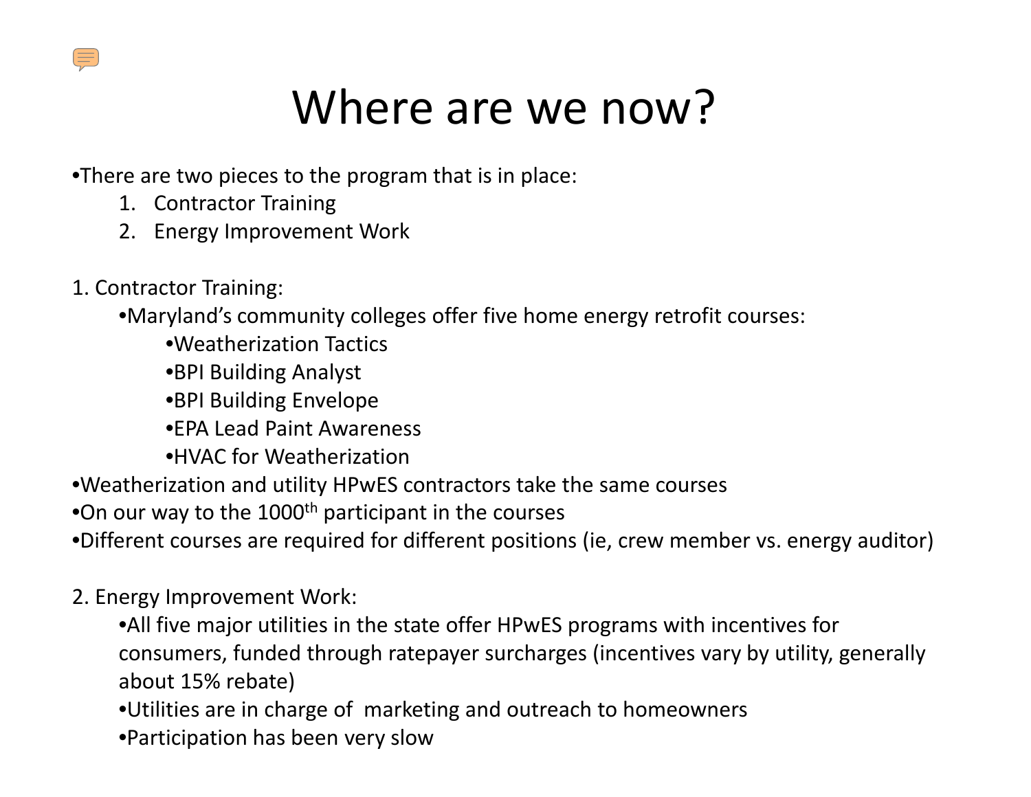# Where are we now?

- There are two pieces to the program that is in place:
  1. Contractor Training
  2. Energy Improvement Work

1. Contractor Training:
   - Maryland's community colleges offer five home energy retrofit courses:
     - Weatherization Tactics
     - BPI Building Analyst
     - BPI Building Envelope
     - EPA Lead Paint Awareness
     - HVAC for Weatherization
- Weatherization and utility HPwES contractors take the same courses
- On our way to the 1000th participant in the courses
- Different courses are required for different positions (ie, crew member vs. energy auditor)

2. Energy Improvement Work:
   - All five major utilities in the state offer HPwES programs with incentives for consumers, funded through ratepayer surcharges (incentives vary by utility, generally about 15% rebate)
   - Utilities are in charge of marketing and outreach to homeowners
   - Participation has been very slow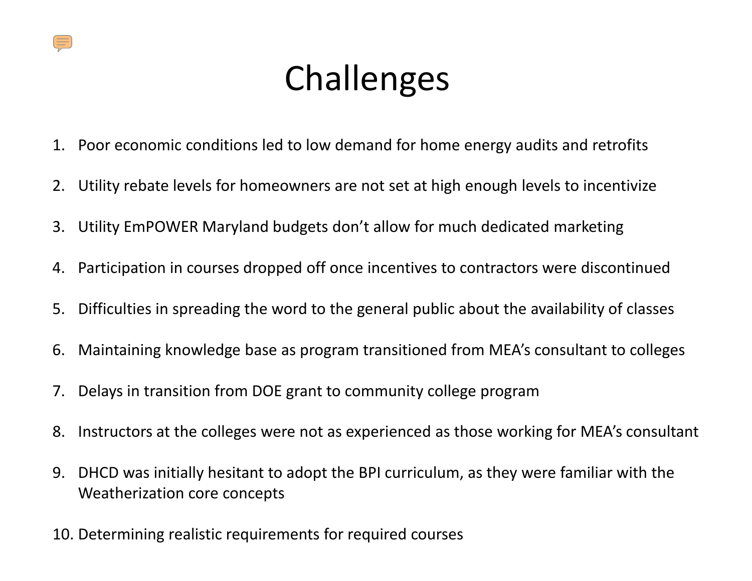# Challenges

1. Poor economic conditions led to low demand for home energy audits and retrofits
2. Utility rebate levels for homeowners are not set at high enough levels to incentivize
3. Utility EmPOWER Maryland budgets don't allow for much dedicated marketing
4. Participation in courses dropped off once incentives to contractors were discontinued
5. Difficulties in spreading the word to the general public about the availability of classes
6. Maintaining knowledge base as program transitioned from MEA's consultant to colleges
7. Delays in transition from DOE grant to community college program
8. Instructors at the colleges were not as experienced as those working for MEA's consultant
9. DHCD was initially hesitant to adopt the BPI curriculum, as they were familiar with the Weatherization core concepts
10. Determining realistic requirements for required courses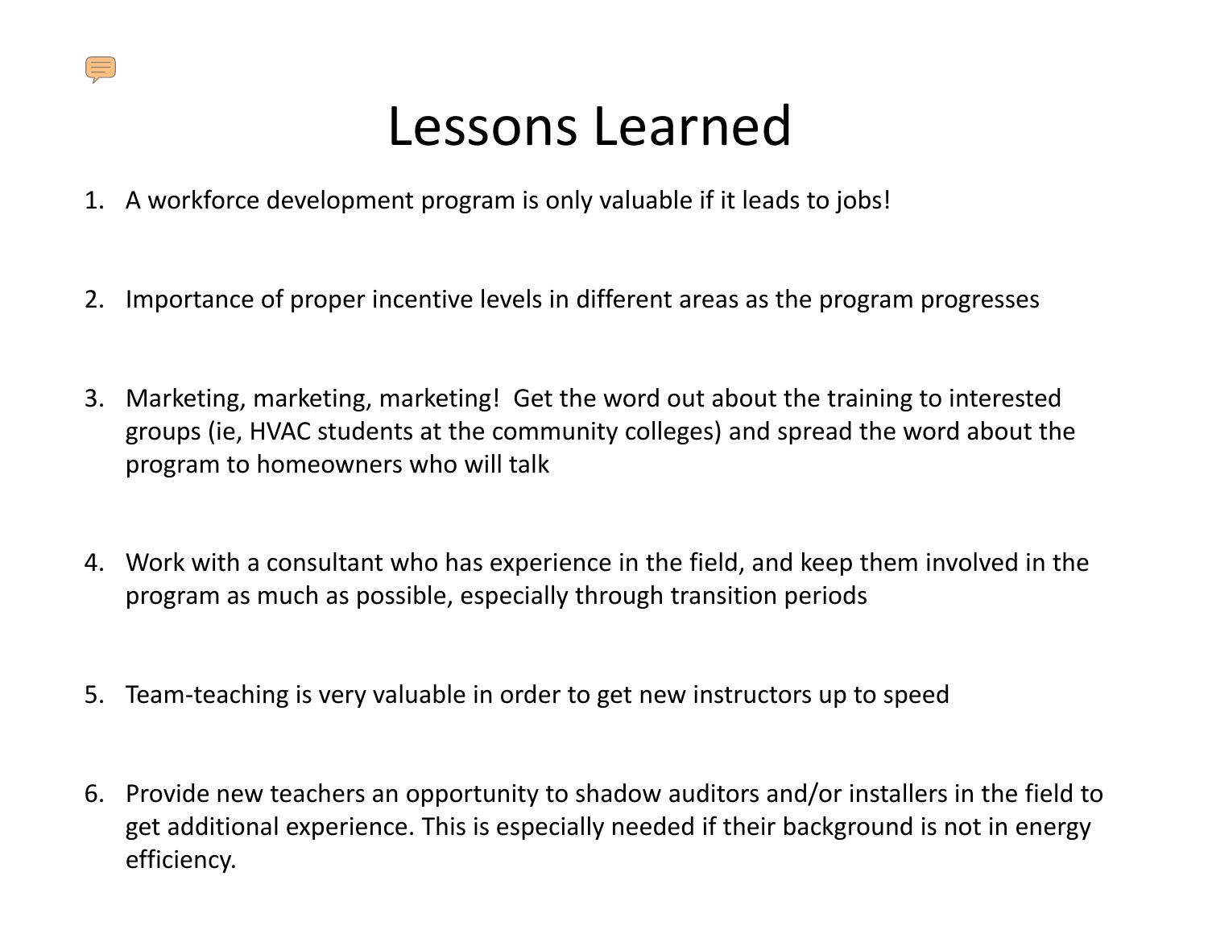# Lessons Learned

1. A workforce development program is only valuable if it leads to jobs!

2. Importance of proper incentive levels in different areas as the program progresses

3. Marketing, marketing, marketing! Get the word out about the training to interested groups (ie, HVAC students at the community colleges) and spread the word about the program to homeowners who will talk

4. Work with a consultant who has experience in the field, and keep them involved in the program as much as possible, especially through transition periods

5. Team-teaching is very valuable in order to get new instructors up to speed

6. Provide new teachers an opportunity to shadow auditors and/or installers in the field to get additional experience. This is especially needed if their background is not in energy efficiency.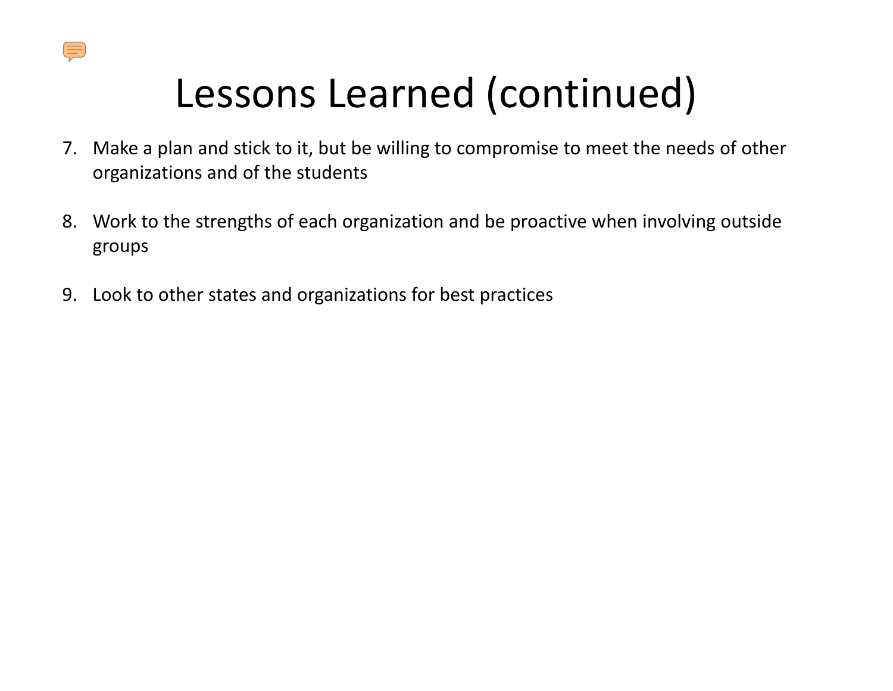# Lessons Learned (continued)

7. Make a plan and stick to it, but be willing to compromise to meet the needs of other organizations and of the students
8. Work to the strengths of each organization and be proactive when involving outside groups
9. Look to other states and organizations for best practices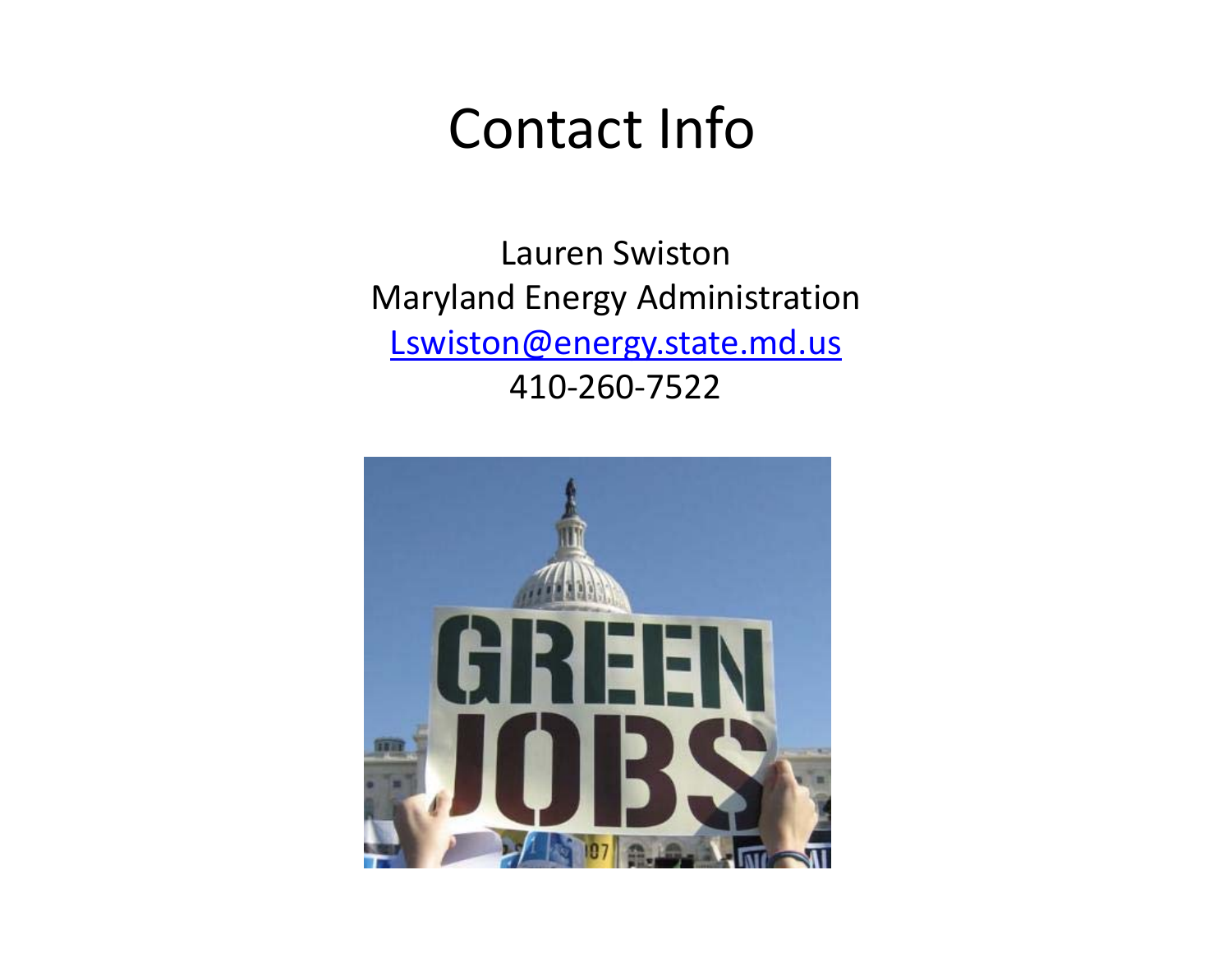# Contact Info

Lauren Swiston
Maryland Energy Administration
Lswiston@energy.state.md.us
410-260-7522